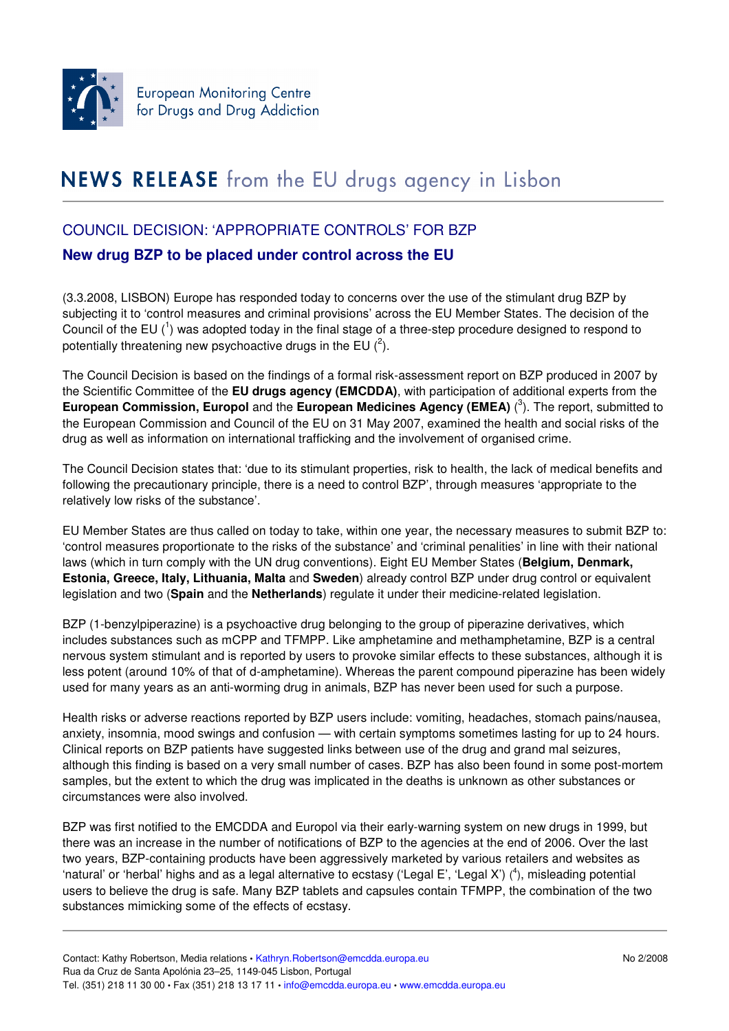European Monitoring Centre for Drugs and Drug Addiction

# NEWS RELEASE from the EU drugs agency in Lisbon

## COUNCIL DECISION: 'APPROPRIATE CONTROLS' FOR BZP

### New drug BZP to be placed under control across the EU

(3.3.2008, LISBON) Europe has responded today to concerns over the use of the stimulant drug BZP by subjecting it to 'control measures and criminal provisions' across the EU Member States. The decision of the Council of the EU ([1]) was adopted today in the final stage of a three-step procedure designed to respond to potentially threatening new psychoactive drugs in the EU ([2]).

The Council Decision is based on the findings of a formal risk-assessment report on BZP produced in 2007 by the Scientific Committee of the **EU drugs agency (EMCDDA)**, with participation of additional experts from the **European Commission, Europol** and the **European Medicines Agency (EMEA)** ([3]). The report, submitted to the European Commission and Council of the EU on 31 May 2007, examined the health and social risks of the drug as well as information on international trafficking and the involvement of organised crime.

The Council Decision states that: 'due to its stimulant properties, risk to health, the lack of medical benefits and following the precautionary principle, there is a need to control BZP', through measures 'appropriate to the relatively low risks of the substance'.

EU Member States are thus called on today to take, within one year, the necessary measures to submit BZP to: 'control measures proportionate to the risks of the substance' and 'criminal penalities' in line with their national laws (which in turn comply with the UN drug conventions). Eight EU Member States (**Belgium, Denmark, Estonia, Greece, Italy, Lithuania, Malta** and **Sweden**) already control BZP under drug control or equivalent legislation and two (**Spain** and the **Netherlands**) regulate it under their medicine-related legislation.

BZP (1-benzylpiperazine) is a psychoactive drug belonging to the group of piperazine derivatives, which includes substances such as mCPP and TFMPP. Like amphetamine and methamphetamine, BZP is a central nervous system stimulant and is reported by users to provoke similar effects to these substances, although it is less potent (around 10% of that of d-amphetamine). Whereas the parent compound piperazine has been widely used for many years as an anti-worming drug in animals, BZP has never been used for such a purpose.

Health risks or adverse reactions reported by BZP users include: vomiting, headaches, stomach pains/nausea, anxiety, insomnia, mood swings and confusion — with certain symptoms sometimes lasting for up to 24 hours. Clinical reports on BZP patients have suggested links between use of the drug and grand mal seizures, although this finding is based on a very small number of cases. BZP has also been found in some post-mortem samples, but the extent to which the drug was implicated in the deaths is unknown as other substances or circumstances were also involved.

BZP was first notified to the EMCDDA and Europol via their early-warning system on new drugs in 1999, but there was an increase in the number of notifications of BZP to the agencies at the end of 2006. Over the last two years, BZP-containing products have been aggressively marketed by various retailers and websites as 'natural' or 'herbal' highs and as a legal alternative to ecstasy ('Legal E', 'Legal X') ([4]), misleading potential users to believe the drug is safe. Many BZP tablets and capsules contain TFMPP, the combination of the two substances mimicking some of the effects of ecstasy.

Contact: Kathy Robertson, Media relations • Kathryn.Robertson@emcdda.europa.eu
Rua da Cruz de Santa Apolónia 23–25, 1149-045 Lisbon, Portugal
Tel. (351) 218 11 30 00 • Fax (351) 218 13 17 11 • info@emcdda.europa.eu • www.emcdda.europa.eu

No 2/2008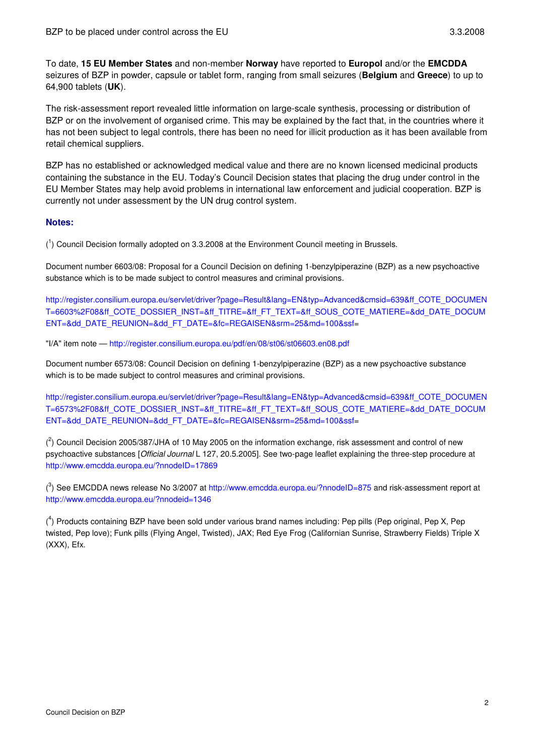To date, **15 EU Member States** and non-member **Norway** have reported to **Europol** and/or the **EMCDDA** seizures of BZP in powder, capsule or tablet form, ranging from small seizures (**Belgium** and **Greece**) to up to 64,900 tablets (**UK**).

The risk-assessment report revealed little information on large-scale synthesis, processing or distribution of BZP or on the involvement of organised crime. This may be explained by the fact that, in the countries where it has not been subject to legal controls, there has been no need for illicit production as it has been available from retail chemical suppliers.

BZP has no established or acknowledged medical value and there are no known licensed medicinal products containing the substance in the EU. Today's Council Decision states that placing the drug under control in the EU Member States may help avoid problems in international law enforcement and judicial cooperation. BZP is currently not under assessment by the UN drug control system.

### Notes:

([1]) Council Decision formally adopted on 3.3.2008 at the Environment Council meeting in Brussels.

Document number 6603/08: Proposal for a Council Decision on defining 1-benzylpiperazine (BZP) as a new psychoactive substance which is to be made subject to control measures and criminal provisions.

http://register.consilium.europa.eu/servlet/driver?page=Result&lang=EN&typ=Advanced&cmsid=639&ff_COTE_DOCUMENT=6603%2F08&ff_COTE_DOSSIER_INST=&ff_TITRE=&ff_FT_TEXT=&ff_SOUS_COTE_MATIERE=&dd_DATE_DOCUMENT=&dd_DATE_REUNION=&dd_FT_DATE=&fc=REGAISEN&srm=25&md=100&ssf=

"I/A" item note — http://register.consilium.europa.eu/pdf/en/08/st06/st06603.en08.pdf

Document number 6573/08: Council Decision on defining 1-benzylpiperazine (BZP) as a new psychoactive substance which is to be made subject to control measures and criminal provisions.

http://register.consilium.europa.eu/servlet/driver?page=Result&lang=EN&typ=Advanced&cmsid=639&ff_COTE_DOCUMENT=6573%2F08&ff_COTE_DOSSIER_INST=&ff_TITRE=&ff_FT_TEXT=&ff_SOUS_COTE_MATIERE=&dd_DATE_DOCUMENT=&dd_DATE_REUNION=&dd_FT_DATE=&fc=REGAISEN&srm=25&md=100&ssf=

([2]) Council Decision 2005/387/JHA of 10 May 2005 on the information exchange, risk assessment and control of new psychoactive substances [*Official Journal* L 127, 20.5.2005]. See two-page leaflet explaining the three-step procedure at http://www.emcdda.europa.eu/?nnodeID=17869

([3]) See EMCDDA news release No 3/2007 at http://www.emcdda.europa.eu/?nnodeID=875 and risk-assessment report at http://www.emcdda.europa.eu/?nnodeid=1346

([4]) Products containing BZP have been sold under various brand names including: Pep pills (Pep original, Pep X, Pep twisted, Pep love); Funk pills (Flying Angel, Twisted), JAX; Red Eye Frog (Californian Sunrise, Strawberry Fields) Triple X (XXX), Efx.